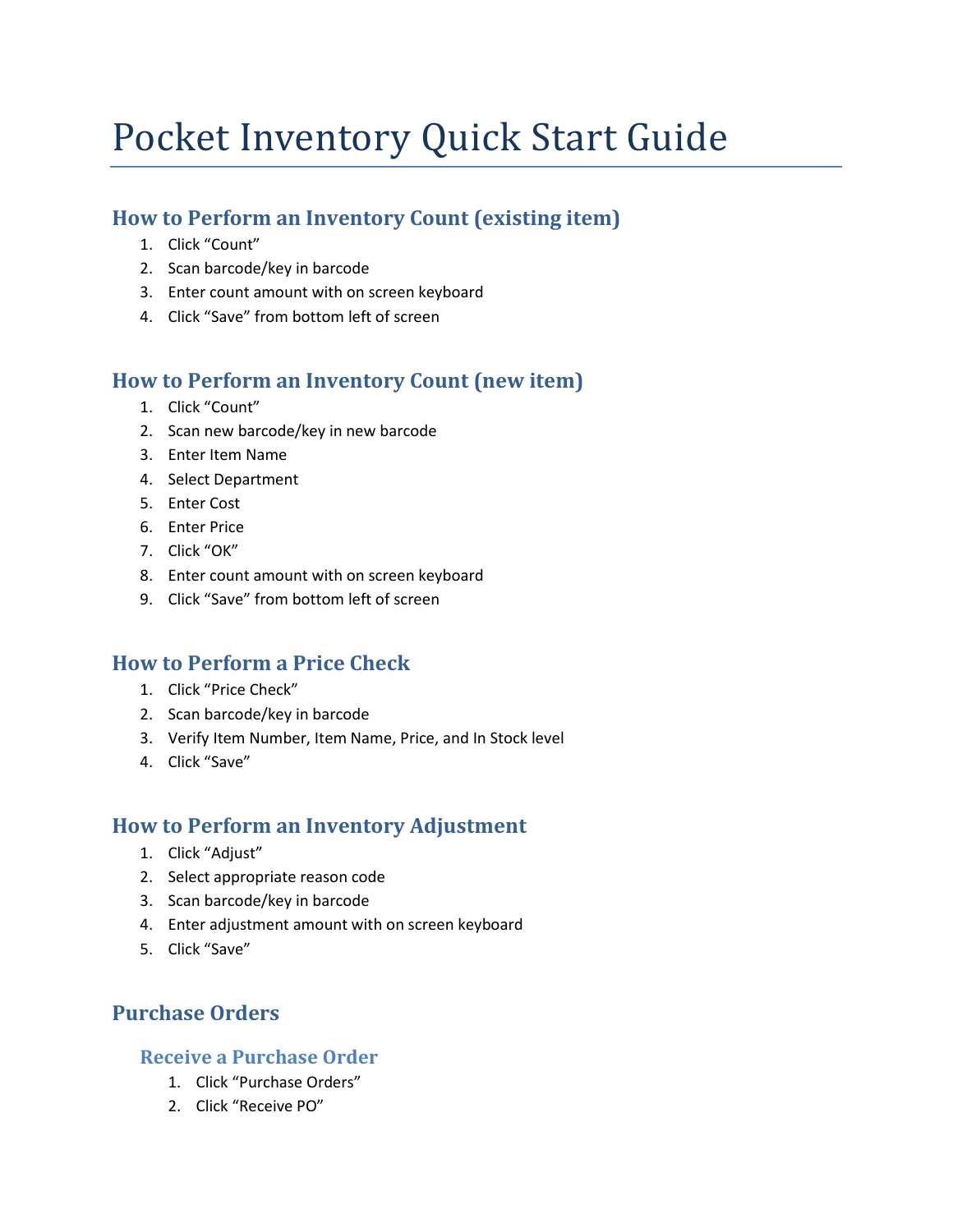# Pocket Inventory Quick Start Guide

## How to Perform an Inventory Count (existing item)

1. Click “Count”
2. Scan barcode/key in barcode
3. Enter count amount with on screen keyboard
4. Click “Save” from bottom left of screen

## How to Perform an Inventory Count (new item)

1. Click “Count”
2. Scan new barcode/key in new barcode
3. Enter Item Name
4. Select Department
5. Enter Cost
6. Enter Price
7. Click “OK”
8. Enter count amount with on screen keyboard
9. Click “Save” from bottom left of screen

## How to Perform a Price Check

1. Click “Price Check”
2. Scan barcode/key in barcode
3. Verify Item Number, Item Name, Price, and In Stock level
4. Click “Save”

## How to Perform an Inventory Adjustment

1. Click “Adjust”
2. Select appropriate reason code
3. Scan barcode/key in barcode
4. Enter adjustment amount with on screen keyboard
5. Click “Save”

## Purchase Orders

### Receive a Purchase Order

1. Click “Purchase Orders”
2. Click “Receive PO”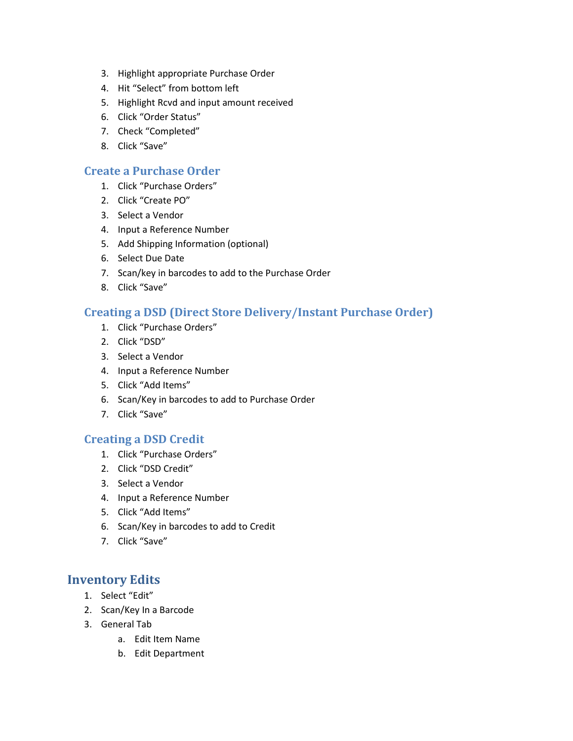3. Highlight appropriate Purchase Order
4. Hit “Select” from bottom left
5. Highlight Rcvd and input amount received
6. Click “Order Status”
7. Check “Completed”
8. Click “Save”

### Create a Purchase Order

1. Click “Purchase Orders”
2. Click “Create PO”
3. Select a Vendor
4. Input a Reference Number
5. Add Shipping Information (optional)
6. Select Due Date
7. Scan/key in barcodes to add to the Purchase Order
8. Click “Save”

### Creating a DSD (Direct Store Delivery/Instant Purchase Order)

1. Click “Purchase Orders”
2. Click “DSD”
3. Select a Vendor
4. Input a Reference Number
5. Click “Add Items”
6. Scan/Key in barcodes to add to Purchase Order
7. Click “Save”

### Creating a DSD Credit

1. Click “Purchase Orders”
2. Click “DSD Credit”
3. Select a Vendor
4. Input a Reference Number
5. Click “Add Items”
6. Scan/Key in barcodes to add to Credit
7. Click “Save”

## Inventory Edits

1. Select “Edit”
2. Scan/Key In a Barcode
3. General Tab
    a. Edit Item Name
    b. Edit Department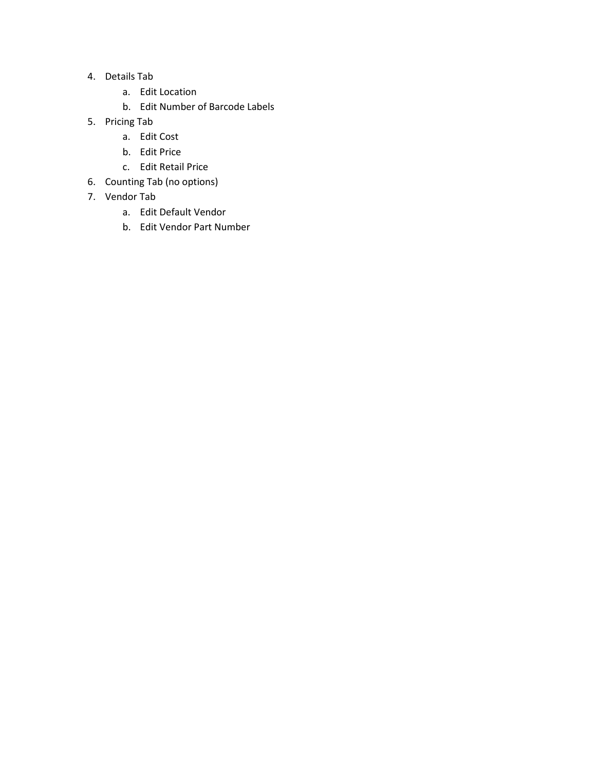4. Details Tab
    a. Edit Location
    b. Edit Number of Barcode Labels
5. Pricing Tab
    a. Edit Cost
    b. Edit Price
    c. Edit Retail Price
6. Counting Tab (no options)
7. Vendor Tab
    a. Edit Default Vendor
    b. Edit Vendor Part Number